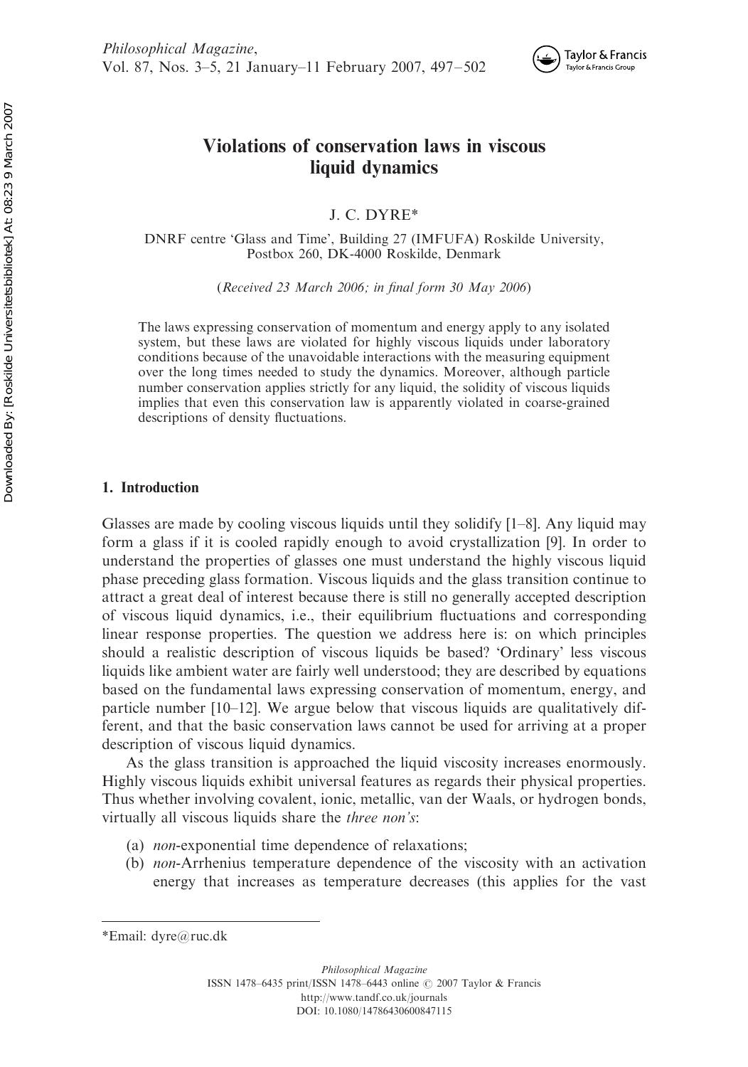# Violations of conservation laws in viscous liquid dynamics

J. C. DYRE*

DNRF centre 'Glass and Time', Building 27 (IMFUFA) Roskilde University, Postbox 260, DK-4000 Roskilde, Denmark

(*Received 23 March 2006; in final form 30 May 2006*)

The laws expressing conservation of momentum and energy apply to any isolated system, but these laws are violated for highly viscous liquids under laboratory conditions because of the unavoidable interactions with the measuring equipment over the long times needed to study the dynamics. Moreover, although particle number conservation applies strictly for any liquid, the solidity of viscous liquids implies that even this conservation law is apparently violated in coarse-grained descriptions of density fluctuations.

## 1. Introduction

Glasses are made by cooling viscous liquids until they solidify [1–8]. Any liquid may form a glass if it is cooled rapidly enough to avoid crystallization [9]. In order to understand the properties of glasses one must understand the highly viscous liquid phase preceding glass formation. Viscous liquids and the glass transition continue to attract a great deal of interest because there is still no generally accepted description of viscous liquid dynamics, i.e., their equilibrium fluctuations and corresponding linear response properties. The question we address here is: on which principles should a realistic description of viscous liquids be based? 'Ordinary' less viscous liquids like ambient water are fairly well understood; they are described by equations based on the fundamental laws expressing conservation of momentum, energy, and particle number [10–12]. We argue below that viscous liquids are qualitatively different, and that the basic conservation laws cannot be used for arriving at a proper description of viscous liquid dynamics.

As the glass transition is approached the liquid viscosity increases enormously. Highly viscous liquids exhibit universal features as regards their physical properties. Thus whether involving covalent, ionic, metallic, van der Waals, or hydrogen bonds, virtually all viscous liquids share the *three non's*:

(a) *non*-exponential time dependence of relaxations;
(b) *non*-Arrhenius temperature dependence of the viscosity with an activation energy that increases as temperature decreases (this applies for the vast

*Email: dyre@ruc.dk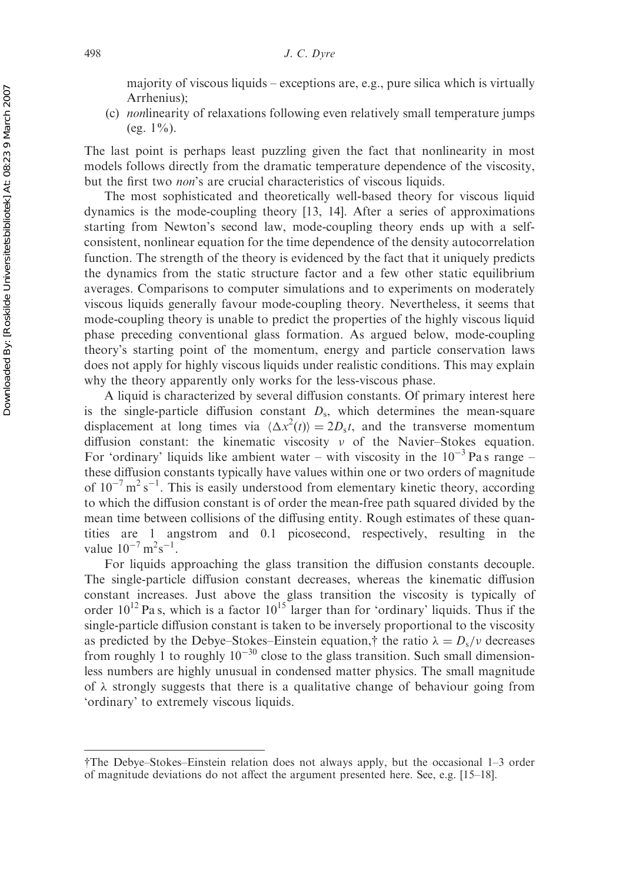majority of viscous liquids – exceptions are, e.g., pure silica which is virtually Arrhenius);

(c) *non*linearity of relaxations following even relatively small temperature jumps (eg. 1%).

The last point is perhaps least puzzling given the fact that nonlinearity in most models follows directly from the dramatic temperature dependence of the viscosity, but the first two *non*'s are crucial characteristics of viscous liquids.

The most sophisticated and theoretically well-based theory for viscous liquid dynamics is the mode-coupling theory [13, 14]. After a series of approximations starting from Newton's second law, mode-coupling theory ends up with a self-consistent, nonlinear equation for the time dependence of the density autocorrelation function. The strength of the theory is evidenced by the fact that it uniquely predicts the dynamics from the static structure factor and a few other static equilibrium averages. Comparisons to computer simulations and to experiments on moderately viscous liquids generally favour mode-coupling theory. Nevertheless, it seems that mode-coupling theory is unable to predict the properties of the highly viscous liquid phase preceding conventional glass formation. As argued below, mode-coupling theory's starting point of the momentum, energy and particle conservation laws does not apply for highly viscous liquids under realistic conditions. This may explain why the theory apparently only works for the less-viscous phase.

A liquid is characterized by several diffusion constants. Of primary interest here is the single-particle diffusion constant $D_s$, which determines the mean-square displacement at long times via $\langle \Delta x^2(t) \rangle = 2D_s t$, and the transverse momentum diffusion constant: the kinematic viscosity $\nu$ of the Navier–Stokes equation. For 'ordinary' liquids like ambient water – with viscosity in the $10^{-3}$ Pa s range – these diffusion constants typically have values within one or two orders of magnitude of $10^{-7}\,\mathrm{m^2\,s^{-1}}$. This is easily understood from elementary kinetic theory, according to which the diffusion constant is of order the mean-free path squared divided by the mean time between collisions of the diffusing entity. Rough estimates of these quantities are 1 angstrom and 0.1 picosecond, respectively, resulting in the value $10^{-7}\,\mathrm{m^2 s^{-1}}$.

For liquids approaching the glass transition the diffusion constants decouple. The single-particle diffusion constant decreases, whereas the kinematic diffusion constant increases. Just above the glass transition the viscosity is typically of order $10^{12}$ Pa s, which is a factor $10^{15}$ larger than for 'ordinary' liquids. Thus if the single-particle diffusion constant is taken to be inversely proportional to the viscosity as predicted by the Debye–Stokes–Einstein equation,† the ratio $\lambda = D_s/\nu$ decreases from roughly 1 to roughly $10^{-30}$ close to the glass transition. Such small dimensionless numbers are highly unusual in condensed matter physics. The small magnitude of $\lambda$ strongly suggests that there is a qualitative change of behaviour going from 'ordinary' to extremely viscous liquids.

†The Debye–Stokes–Einstein relation does not always apply, but the occasional 1–3 order of magnitude deviations do not affect the argument presented here. See, e.g. [15–18].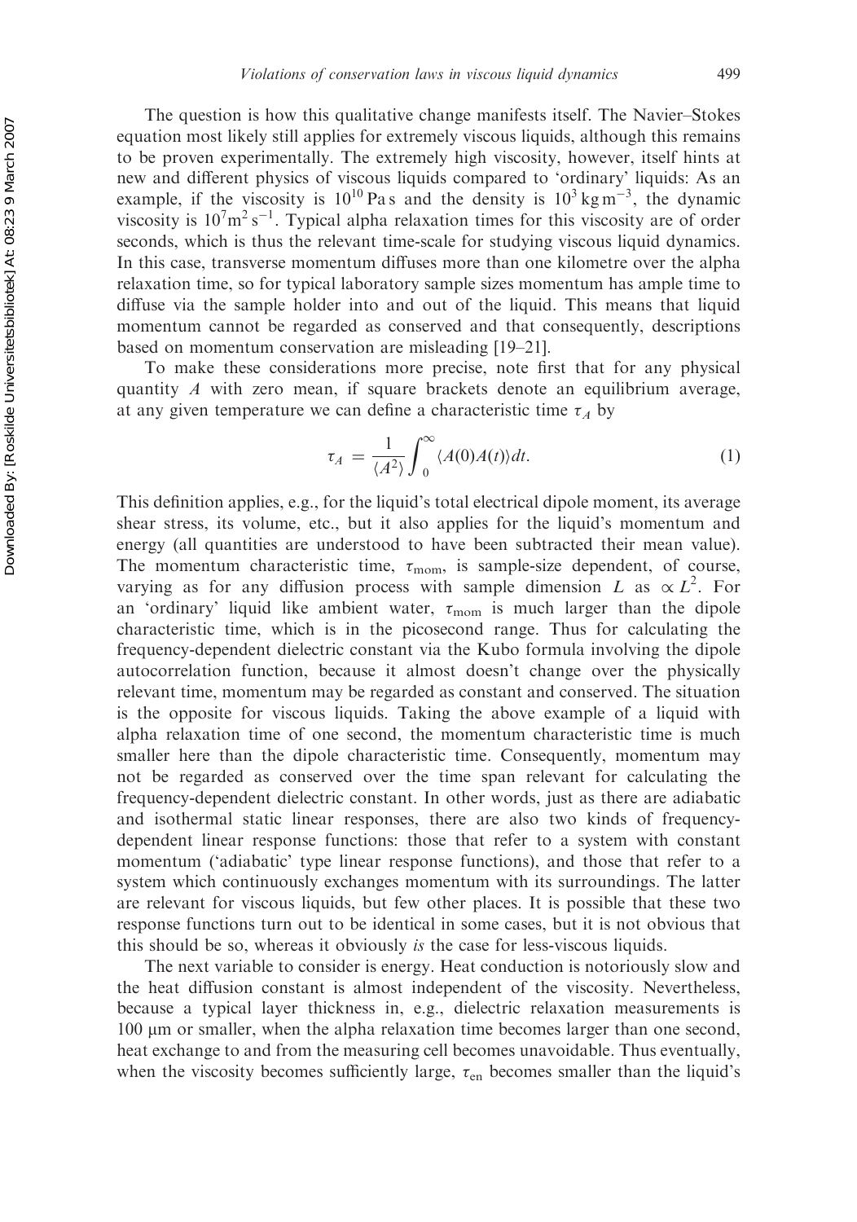The question is how this qualitative change manifests itself. The Navier–Stokes equation most likely still applies for extremely viscous liquids, although this remains to be proven experimentally. The extremely high viscosity, however, itself hints at new and different physics of viscous liquids compared to 'ordinary' liquids: As an example, if the viscosity is $10^{10}$ Pa s and the density is $10^3\,\mathrm{kg\,m^{-3}}$, the dynamic viscosity is $10^7\mathrm{m^2\,s^{-1}}$. Typical alpha relaxation times for this viscosity are of order seconds, which is thus the relevant time-scale for studying viscous liquid dynamics. In this case, transverse momentum diffuses more than one kilometre over the alpha relaxation time, so for typical laboratory sample sizes momentum has ample time to diffuse via the sample holder into and out of the liquid. This means that liquid momentum cannot be regarded as conserved and that consequently, descriptions based on momentum conservation are misleading [19–21].

To make these considerations more precise, note first that for any physical quantity $A$ with zero mean, if square brackets denote an equilibrium average, at any given temperature we can define a characteristic time $\tau_A$ by

$$\tau_A = \frac{1}{\langle A^2 \rangle} \int_0^\infty \langle A(0)A(t) \rangle dt. \tag{1}$$

This definition applies, e.g., for the liquid's total electrical dipole moment, its average shear stress, its volume, etc., but it also applies for the liquid's momentum and energy (all quantities are understood to have been subtracted their mean value). The momentum characteristic time, $\tau_{\mathrm{mom}}$, is sample-size dependent, of course, varying as for any diffusion process with sample dimension $L$ as $\propto L^2$. For an 'ordinary' liquid like ambient water, $\tau_{\mathrm{mom}}$ is much larger than the dipole characteristic time, which is in the picosecond range. Thus for calculating the frequency-dependent dielectric constant via the Kubo formula involving the dipole autocorrelation function, because it almost doesn't change over the physically relevant time, momentum may be regarded as constant and conserved. The situation is the opposite for viscous liquids. Taking the above example of a liquid with alpha relaxation time of one second, the momentum characteristic time is much smaller here than the dipole characteristic time. Consequently, momentum may not be regarded as conserved over the time span relevant for calculating the frequency-dependent dielectric constant. In other words, just as there are adiabatic and isothermal static linear responses, there are also two kinds of frequency-dependent linear response functions: those that refer to a system with constant momentum ('adiabatic' type linear response functions), and those that refer to a system which continuously exchanges momentum with its surroundings. The latter are relevant for viscous liquids, but few other places. It is possible that these two response functions turn out to be identical in some cases, but it is not obvious that this should be so, whereas it obviously *is* the case for less-viscous liquids.

The next variable to consider is energy. Heat conduction is notoriously slow and the heat diffusion constant is almost independent of the viscosity. Nevertheless, because a typical layer thickness in, e.g., dielectric relaxation measurements is 100 μm or smaller, when the alpha relaxation time becomes larger than one second, heat exchange to and from the measuring cell becomes unavoidable. Thus eventually, when the viscosity becomes sufficiently large, $\tau_{\mathrm{en}}$ becomes smaller than the liquid's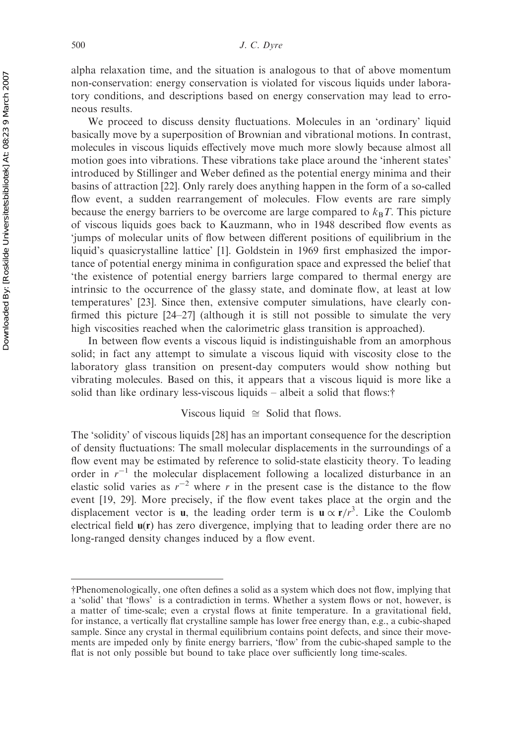alpha relaxation time, and the situation is analogous to that of above momentum non-conservation: energy conservation is violated for viscous liquids under laboratory conditions, and descriptions based on energy conservation may lead to erroneous results.

We proceed to discuss density fluctuations. Molecules in an 'ordinary' liquid basically move by a superposition of Brownian and vibrational motions. In contrast, molecules in viscous liquids effectively move much more slowly because almost all motion goes into vibrations. These vibrations take place around the 'inherent states' introduced by Stillinger and Weber defined as the potential energy minima and their basins of attraction [22]. Only rarely does anything happen in the form of a so-called flow event, a sudden rearrangement of molecules. Flow events are rare simply because the energy barriers to be overcome are large compared to $k_BT$. This picture of viscous liquids goes back to Kauzmann, who in 1948 described flow events as 'jumps of molecular units of flow between different positions of equilibrium in the liquid's quasicrystalline lattice' [1]. Goldstein in 1969 first emphasized the importance of potential energy minima in configuration space and expressed the belief that 'the existence of potential energy barriers large compared to thermal energy are intrinsic to the occurrence of the glassy state, and dominate flow, at least at low temperatures' [23]. Since then, extensive computer simulations, have clearly confirmed this picture [24–27] (although it is still not possible to simulate the very high viscosities reached when the calorimetric glass transition is approached).

In between flow events a viscous liquid is indistinguishable from an amorphous solid; in fact any attempt to simulate a viscous liquid with viscosity close to the laboratory glass transition on present-day computers would show nothing but vibrating molecules. Based on this, it appears that a viscous liquid is more like a solid than like ordinary less-viscous liquids – albeit a solid that flows:†

$$\text{Viscous liquid} \cong \text{Solid that flows.}$$

The 'solidity' of viscous liquids [28] has an important consequence for the description of density fluctuations: The small molecular displacements in the surroundings of a flow event may be estimated by reference to solid-state elasticity theory. To leading order in $r^{-1}$ the molecular displacement following a localized disturbance in an elastic solid varies as $r^{-2}$ where $r$ in the present case is the distance to the flow event [19, 29]. More precisely, if the flow event takes place at the orgin and the displacement vector is $\mathbf{u}$, the leading order term is $\mathbf{u} \propto \mathbf{r}/r^3$. Like the Coulomb electrical field $\mathbf{u}(\mathbf{r})$ has zero divergence, implying that to leading order there are no long-ranged density changes induced by a flow event.

---

†Phenomenologically, one often defines a solid as a system which does not flow, implying that a 'solid' that 'flows' is a contradiction in terms. Whether a system flows or not, however, is a matter of time-scale; even a crystal flows at finite temperature. In a gravitational field, for instance, a vertically flat crystalline sample has lower free energy than, e.g., a cubic-shaped sample. Since any crystal in thermal equilibrium contains point defects, and since their movements are impeded only by finite energy barriers, 'flow' from the cubic-shaped sample to the flat is not only possible but bound to take place over sufficiently long time-scales.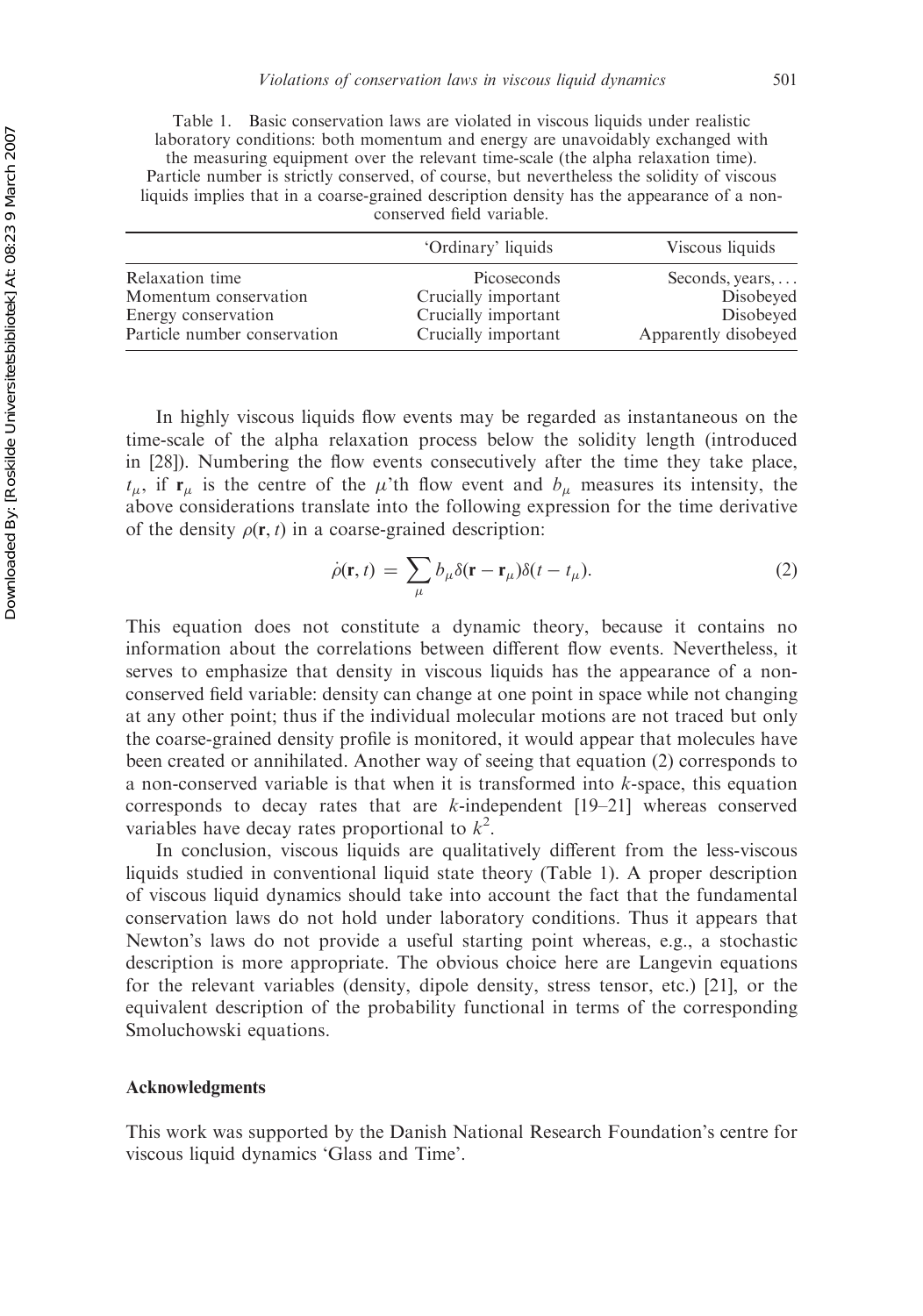Table 1. Basic conservation laws are violated in viscous liquids under realistic laboratory conditions: both momentum and energy are unavoidably exchanged with the measuring equipment over the relevant time-scale (the alpha relaxation time). Particle number is strictly conserved, of course, but nevertheless the solidity of viscous liquids implies that in a coarse-grained description density has the appearance of a non-conserved field variable.

| | 'Ordinary' liquids | Viscous liquids |
|---|---|---|
| Relaxation time | Picoseconds | Seconds, years, ... |
| Momentum conservation | Crucially important | Disobeyed |
| Energy conservation | Crucially important | Disobeyed |
| Particle number conservation | Crucially important | Apparently disobeyed |

In highly viscous liquids flow events may be regarded as instantaneous on the time-scale of the alpha relaxation process below the solidity length (introduced in [28]). Numbering the flow events consecutively after the time they take place, $t_\mu$, if $\mathbf{r}_\mu$ is the centre of the $\mu$'th flow event and $b_\mu$ measures its intensity, the above considerations translate into the following expression for the time derivative of the density $\rho(\mathbf{r}, t)$ in a coarse-grained description:

$$\dot{\rho}(\mathbf{r}, t) = \sum_\mu b_\mu \delta(\mathbf{r} - \mathbf{r}_\mu)\delta(t - t_\mu). \tag{2}$$

This equation does not constitute a dynamic theory, because it contains no information about the correlations between different flow events. Nevertheless, it serves to emphasize that density in viscous liquids has the appearance of a non-conserved field variable: density can change at one point in space while not changing at any other point; thus if the individual molecular motions are not traced but only the coarse-grained density profile is monitored, it would appear that molecules have been created or annihilated. Another way of seeing that equation (2) corresponds to a non-conserved variable is that when it is transformed into $k$-space, this equation corresponds to decay rates that are $k$-independent [19–21] whereas conserved variables have decay rates proportional to $k^2$.

In conclusion, viscous liquids are qualitatively different from the less-viscous liquids studied in conventional liquid state theory (Table 1). A proper description of viscous liquid dynamics should take into account the fact that the fundamental conservation laws do not hold under laboratory conditions. Thus it appears that Newton's laws do not provide a useful starting point whereas, e.g., a stochastic description is more appropriate. The obvious choice here are Langevin equations for the relevant variables (density, dipole density, stress tensor, etc.) [21], or the equivalent description of the probability functional in terms of the corresponding Smoluchowski equations.

## Acknowledgments

This work was supported by the Danish National Research Foundation's centre for viscous liquid dynamics 'Glass and Time'.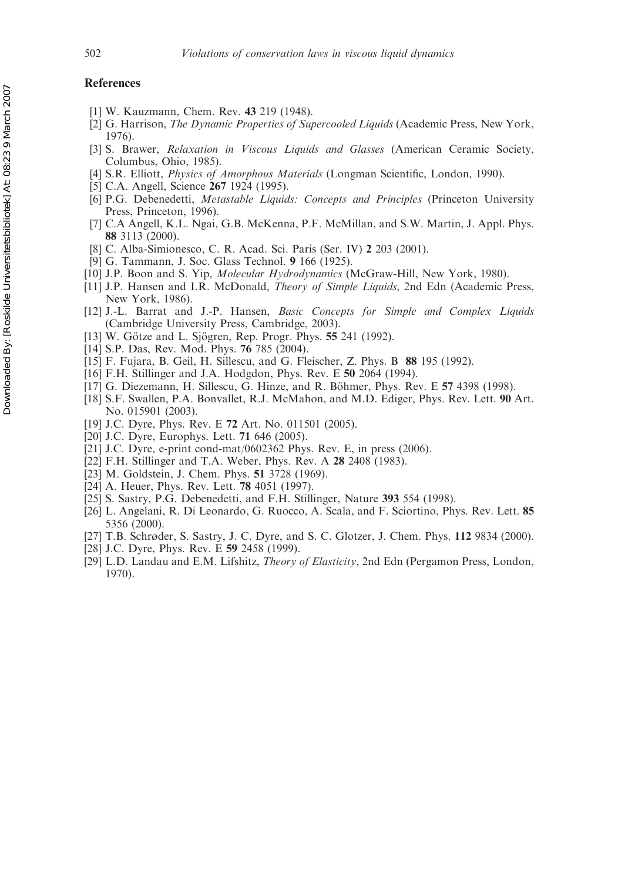## References

[1] W. Kauzmann, Chem. Rev. **43** 219 (1948).
[2] G. Harrison, *The Dynamic Properties of Supercooled Liquids* (Academic Press, New York, 1976).
[3] S. Brawer, *Relaxation in Viscous Liquids and Glasses* (American Ceramic Society, Columbus, Ohio, 1985).
[4] S.R. Elliott, *Physics of Amorphous Materials* (Longman Scientific, London, 1990).
[5] C.A. Angell, Science **267** 1924 (1995).
[6] P.G. Debenedetti, *Metastable Liquids: Concepts and Principles* (Princeton University Press, Princeton, 1996).
[7] C.A Angell, K.L. Ngai, G.B. McKenna, P.F. McMillan, and S.W. Martin, J. Appl. Phys. **88** 3113 (2000).
[8] C. Alba-Simionesco, C. R. Acad. Sci. Paris (Ser. IV) **2** 203 (2001).
[9] G. Tammann, J. Soc. Glass Technol. **9** 166 (1925).
[10] J.P. Boon and S. Yip, *Molecular Hydrodynamics* (McGraw-Hill, New York, 1980).
[11] J.P. Hansen and I.R. McDonald, *Theory of Simple Liquids*, 2nd Edn (Academic Press, New York, 1986).
[12] J.-L. Barrat and J.-P. Hansen, *Basic Concepts for Simple and Complex Liquids* (Cambridge University Press, Cambridge, 2003).
[13] W. Götze and L. Sjögren, Rep. Progr. Phys. **55** 241 (1992).
[14] S.P. Das, Rev. Mod. Phys. **76** 785 (2004).
[15] F. Fujara, B. Geil, H. Sillescu, and G. Fleischer, Z. Phys. B **88** 195 (1992).
[16] F.H. Stillinger and J.A. Hodgdon, Phys. Rev. E **50** 2064 (1994).
[17] G. Diezemann, H. Sillescu, G. Hinze, and R. Böhmer, Phys. Rev. E **57** 4398 (1998).
[18] S.F. Swallen, P.A. Bonvallet, R.J. McMahon, and M.D. Ediger, Phys. Rev. Lett. **90** Art. No. 015901 (2003).
[19] J.C. Dyre, Phys. Rev. E **72** Art. No. 011501 (2005).
[20] J.C. Dyre, Europhys. Lett. **71** 646 (2005).
[21] J.C. Dyre, e-print cond-mat/0602362 Phys. Rev. E, in press (2006).
[22] F.H. Stillinger and T.A. Weber, Phys. Rev. A **28** 2408 (1983).
[23] M. Goldstein, J. Chem. Phys. **51** 3728 (1969).
[24] A. Heuer, Phys. Rev. Lett. **78** 4051 (1997).
[25] S. Sastry, P.G. Debenedetti, and F.H. Stillinger, Nature **393** 554 (1998).
[26] L. Angelani, R. Di Leonardo, G. Ruocco, A. Scala, and F. Sciortino, Phys. Rev. Lett. **85** 5356 (2000).
[27] T.B. Schrøder, S. Sastry, J. C. Dyre, and S. C. Glotzer, J. Chem. Phys. **112** 9834 (2000).
[28] J.C. Dyre, Phys. Rev. E **59** 2458 (1999).
[29] L.D. Landau and E.M. Lifshitz, *Theory of Elasticity*, 2nd Edn (Pergamon Press, London, 1970).